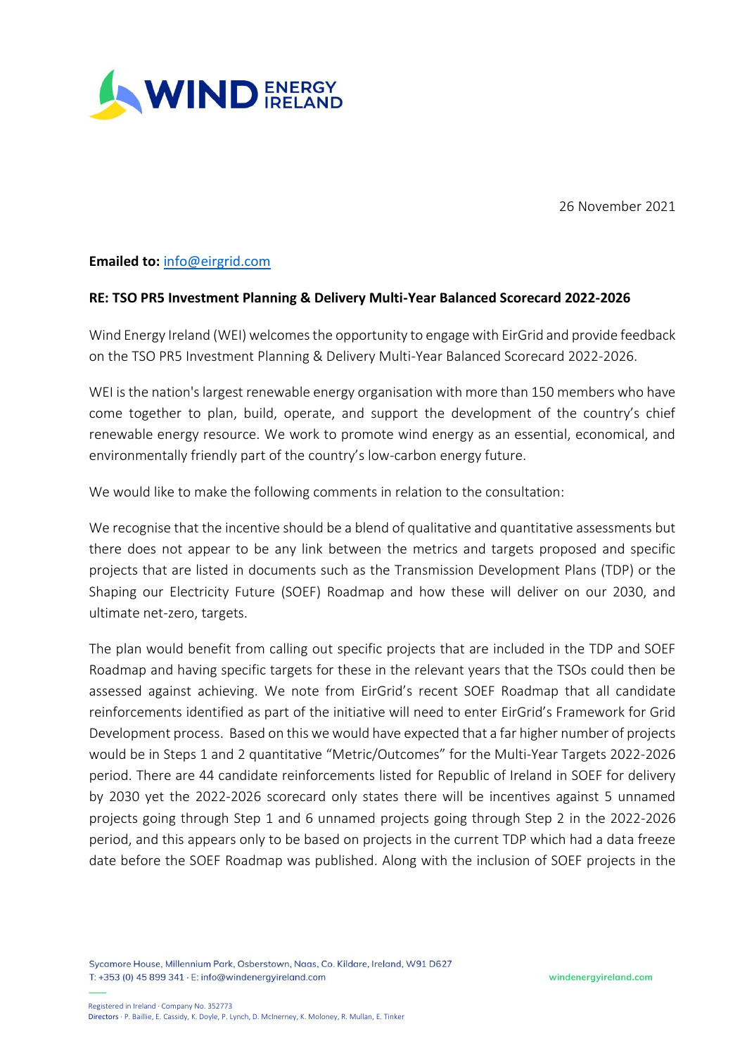26 November 2021

**Emailed to:** info@eirgrid.com

**RE: TSO PR5 Investment Planning & Delivery Multi-Year Balanced Scorecard 2022-2026**

Wind Energy Ireland (WEI) welcomes the opportunity to engage with EirGrid and provide feedback on the TSO PR5 Investment Planning & Delivery Multi-Year Balanced Scorecard 2022-2026.

WEI is the nation's largest renewable energy organisation with more than 150 members who have come together to plan, build, operate, and support the development of the country's chief renewable energy resource. We work to promote wind energy as an essential, economical, and environmentally friendly part of the country's low-carbon energy future.

We would like to make the following comments in relation to the consultation:

We recognise that the incentive should be a blend of qualitative and quantitative assessments but there does not appear to be any link between the metrics and targets proposed and specific projects that are listed in documents such as the Transmission Development Plans (TDP) or the Shaping our Electricity Future (SOEF) Roadmap and how these will deliver on our 2030, and ultimate net-zero, targets.

The plan would benefit from calling out specific projects that are included in the TDP and SOEF Roadmap and having specific targets for these in the relevant years that the TSOs could then be assessed against achieving. We note from EirGrid's recent SOEF Roadmap that all candidate reinforcements identified as part of the initiative will need to enter EirGrid's Framework for Grid Development process. Based on this we would have expected that a far higher number of projects would be in Steps 1 and 2 quantitative "Metric/Outcomes" for the Multi-Year Targets 2022-2026 period. There are 44 candidate reinforcements listed for Republic of Ireland in SOEF for delivery by 2030 yet the 2022-2026 scorecard only states there will be incentives against 5 unnamed projects going through Step 1 and 6 unnamed projects going through Step 2 in the 2022-2026 period, and this appears only to be based on projects in the current TDP which had a data freeze date before the SOEF Roadmap was published. Along with the inclusion of SOEF projects in the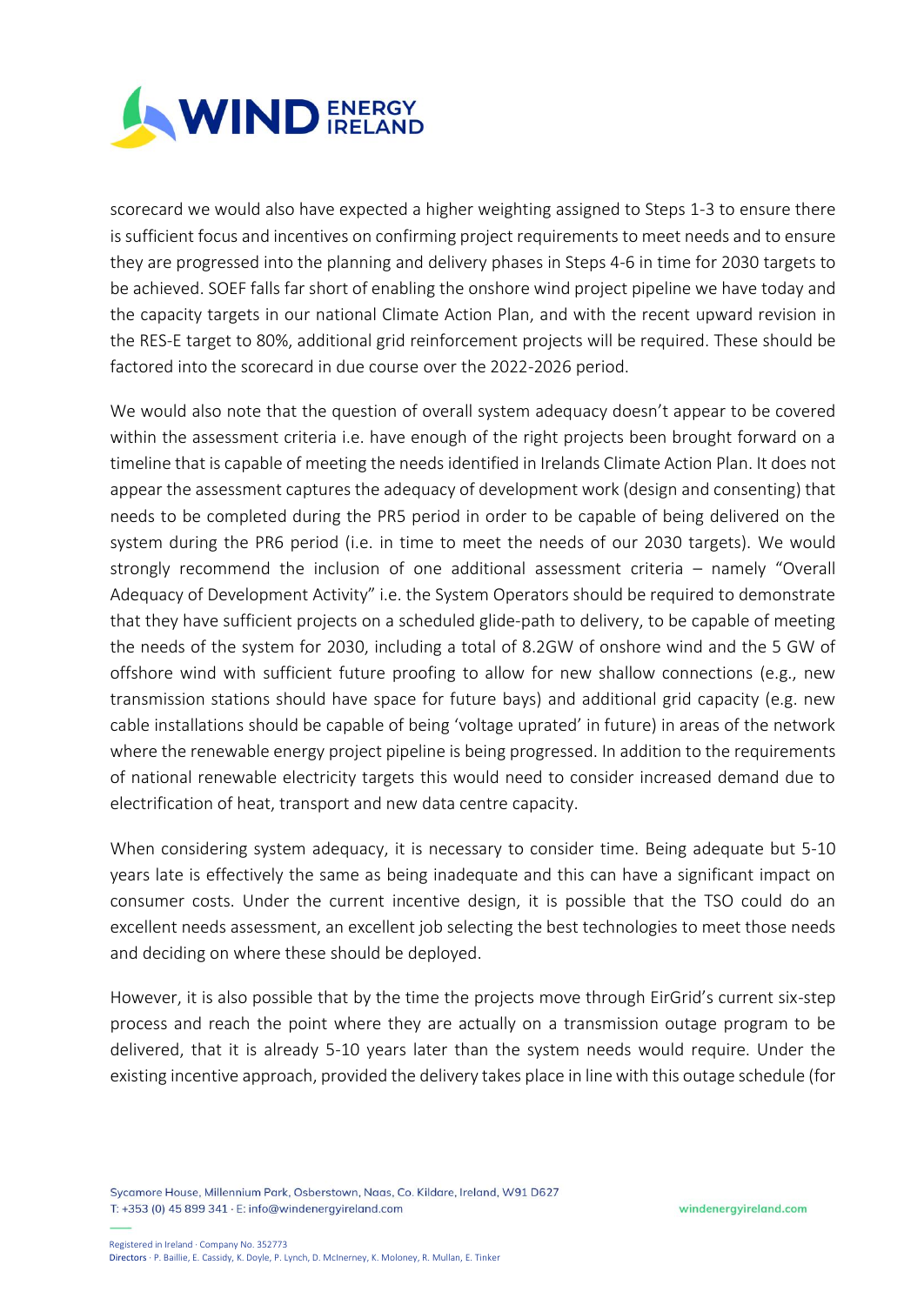scorecard we would also have expected a higher weighting assigned to Steps 1-3 to ensure there is sufficient focus and incentives on confirming project requirements to meet needs and to ensure they are progressed into the planning and delivery phases in Steps 4-6 in time for 2030 targets to be achieved. SOEF falls far short of enabling the onshore wind project pipeline we have today and the capacity targets in our national Climate Action Plan, and with the recent upward revision in the RES-E target to 80%, additional grid reinforcement projects will be required. These should be factored into the scorecard in due course over the 2022-2026 period.

We would also note that the question of overall system adequacy doesn't appear to be covered within the assessment criteria i.e. have enough of the right projects been brought forward on a timeline that is capable of meeting the needs identified in Irelands Climate Action Plan. It does not appear the assessment captures the adequacy of development work (design and consenting) that needs to be completed during the PR5 period in order to be capable of being delivered on the system during the PR6 period (i.e. in time to meet the needs of our 2030 targets). We would strongly recommend the inclusion of one additional assessment criteria – namely "Overall Adequacy of Development Activity" i.e. the System Operators should be required to demonstrate that they have sufficient projects on a scheduled glide-path to delivery, to be capable of meeting the needs of the system for 2030, including a total of 8.2GW of onshore wind and the 5 GW of offshore wind with sufficient future proofing to allow for new shallow connections (e.g., new transmission stations should have space for future bays) and additional grid capacity (e.g. new cable installations should be capable of being 'voltage uprated' in future) in areas of the network where the renewable energy project pipeline is being progressed. In addition to the requirements of national renewable electricity targets this would need to consider increased demand due to electrification of heat, transport and new data centre capacity.

When considering system adequacy, it is necessary to consider time. Being adequate but 5-10 years late is effectively the same as being inadequate and this can have a significant impact on consumer costs. Under the current incentive design, it is possible that the TSO could do an excellent needs assessment, an excellent job selecting the best technologies to meet those needs and deciding on where these should be deployed.

However, it is also possible that by the time the projects move through EirGrid's current six-step process and reach the point where they are actually on a transmission outage program to be delivered, that it is already 5-10 years later than the system needs would require. Under the existing incentive approach, provided the delivery takes place in line with this outage schedule (for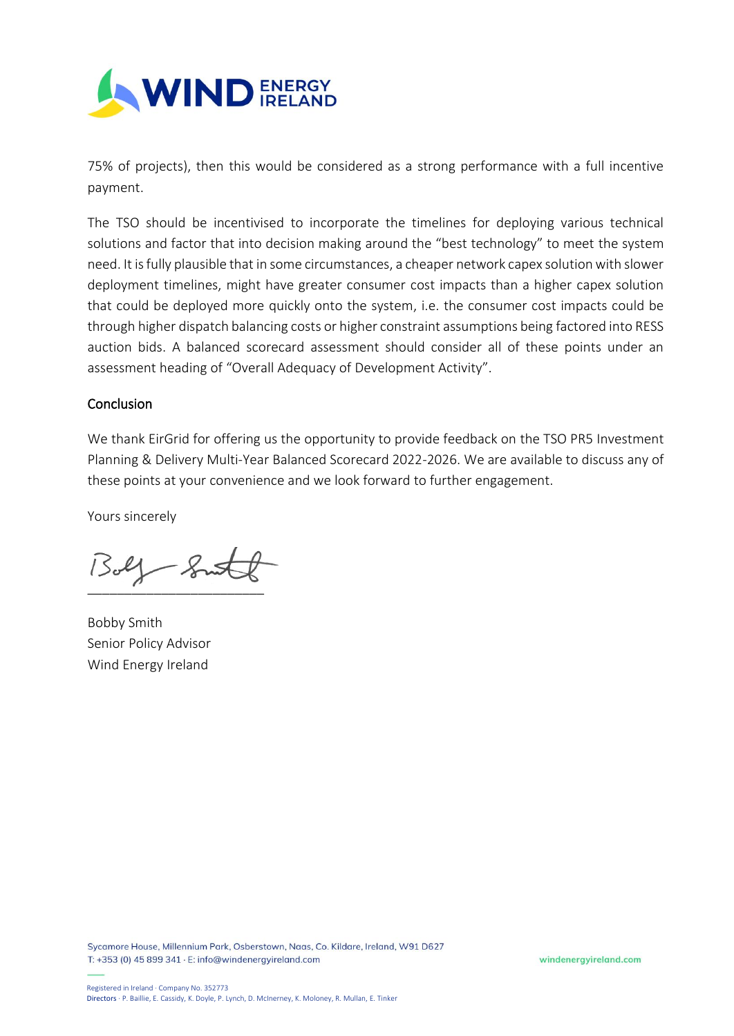75% of projects), then this would be considered as a strong performance with a full incentive payment.

The TSO should be incentivised to incorporate the timelines for deploying various technical solutions and factor that into decision making around the "best technology" to meet the system need. It is fully plausible that in some circumstances, a cheaper network capex solution with slower deployment timelines, might have greater consumer cost impacts than a higher capex solution that could be deployed more quickly onto the system, i.e. the consumer cost impacts could be through higher dispatch balancing costs or higher constraint assumptions being factored into RESS auction bids. A balanced scorecard assessment should consider all of these points under an assessment heading of "Overall Adequacy of Development Activity".

## Conclusion

We thank EirGrid for offering us the opportunity to provide feedback on the TSO PR5 Investment Planning & Delivery Multi-Year Balanced Scorecard 2022-2026. We are available to discuss any of these points at your convenience and we look forward to further engagement.

Yours sincerely

Bobby Smith
Senior Policy Advisor
Wind Energy Ireland